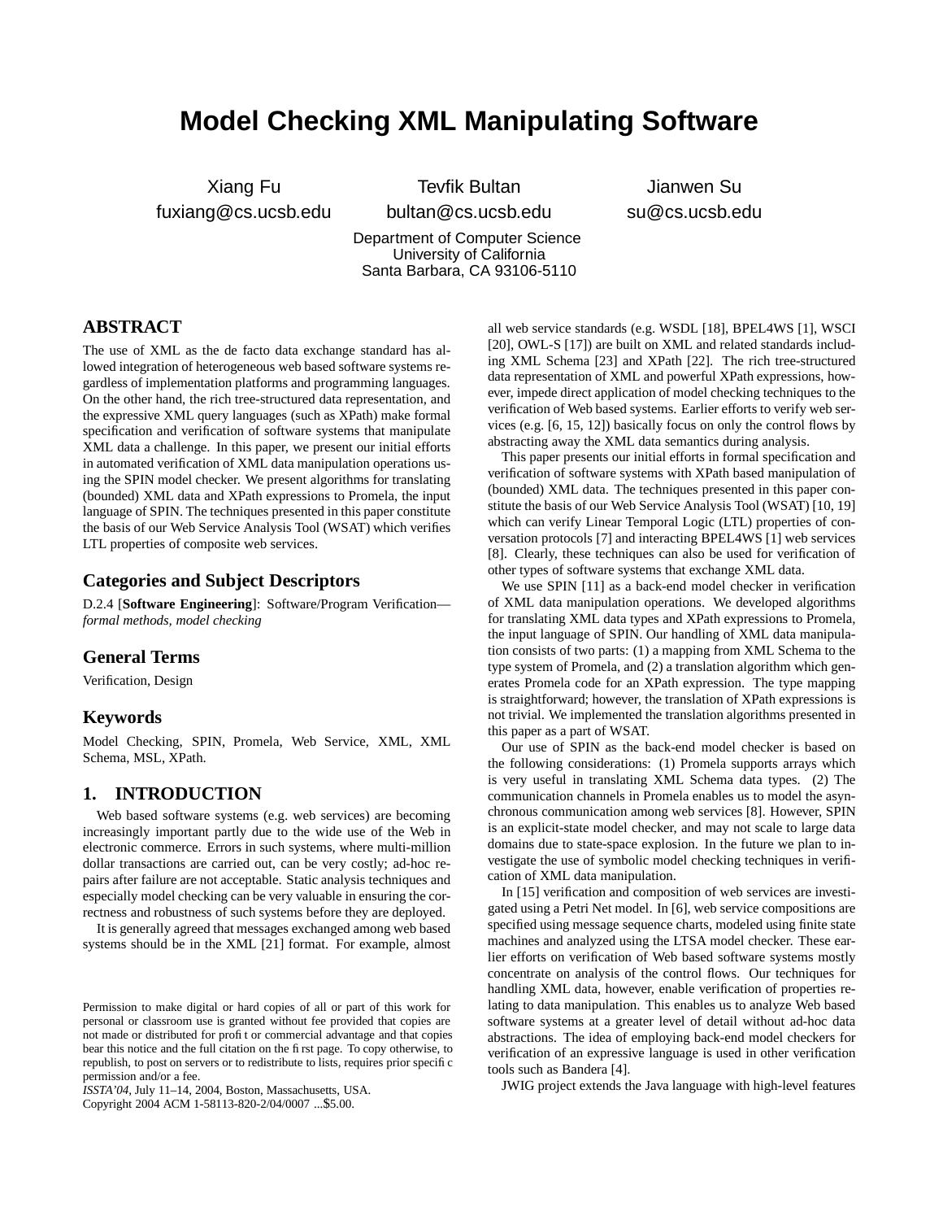# Model Checking XML Manipulating Software

Xiang Fu
fuxiang@cs.ucsb.edu

Tevfik Bultan
bultan@cs.ucsb.edu

Jianwen Su
su@cs.ucsb.edu

Department of Computer Science
University of California
Santa Barbara, CA 93106-5110

## ABSTRACT

The use of XML as the de facto data exchange standard has allowed integration of heterogeneous web based software systems regardless of implementation platforms and programming languages. On the other hand, the rich tree-structured data representation, and the expressive XML query languages (such as XPath) make formal specification and verification of software systems that manipulate XML data a challenge. In this paper, we present our initial efforts in automated verification of XML data manipulation operations using the SPIN model checker. We present algorithms for translating (bounded) XML data and XPath expressions to Promela, the input language of SPIN. The techniques presented in this paper constitute the basis of our Web Service Analysis Tool (WSAT) which verifies LTL properties of composite web services.

## Categories and Subject Descriptors

D.2.4 [**Software Engineering**]: Software/Program Verification—*formal methods, model checking*

## General Terms

Verification, Design

## Keywords

Model Checking, SPIN, Promela, Web Service, XML, XML Schema, MSL, XPath.

## 1. INTRODUCTION

Web based software systems (e.g. web services) are becoming increasingly important partly due to the wide use of the Web in electronic commerce. Errors in such systems, where multi-million dollar transactions are carried out, can be very costly; ad-hoc repairs after failure are not acceptable. Static analysis techniques and especially model checking can be very valuable in ensuring the correctness and robustness of such systems before they are deployed.

It is generally agreed that messages exchanged among web based systems should be in the XML [21] format. For example, almost all web service standards (e.g. WSDL [18], BPEL4WS [1], WSCI [20], OWL-S [17]) are built on XML and related standards including XML Schema [23] and XPath [22]. The rich tree-structured data representation of XML and powerful XPath expressions, however, impede direct application of model checking techniques to the verification of Web based systems. Earlier efforts to verify web services (e.g. [6, 15, 12]) basically focus on only the control flows by abstracting away the XML data semantics during analysis.

This paper presents our initial efforts in formal specification and verification of software systems with XPath based manipulation of (bounded) XML data. The techniques presented in this paper constitute the basis of our Web Service Analysis Tool (WSAT) [10, 19] which can verify Linear Temporal Logic (LTL) properties of conversation protocols [7] and interacting BPEL4WS [1] web services [8]. Clearly, these techniques can also be used for verification of other types of software systems that exchange XML data.

We use SPIN [11] as a back-end model checker in verification of XML data manipulation operations. We developed algorithms for translating XML data types and XPath expressions to Promela, the input language of SPIN. Our handling of XML data manipulation consists of two parts: (1) a mapping from XML Schema to the type system of Promela, and (2) a translation algorithm which generates Promela code for an XPath expression. The type mapping is straightforward; however, the translation of XPath expressions is not trivial. We implemented the translation algorithms presented in this paper as a part of WSAT.

Our use of SPIN as the back-end model checker is based on the following considerations: (1) Promela supports arrays which is very useful in translating XML Schema data types. (2) The communication channels in Promela enables us to model the asynchronous communication among web services [8]. However, SPIN is an explicit-state model checker, and may not scale to large data domains due to state-space explosion. In the future we plan to investigate the use of symbolic model checking techniques in verification of XML data manipulation.

In [15] verification and composition of web services are investigated using a Petri Net model. In [6], web service compositions are specified using message sequence charts, modeled using finite state machines and analyzed using the LTSA model checker. These earlier efforts on verification of Web based software systems mostly concentrate on analysis of the control flows. Our techniques for handling XML data, however, enable verification of properties relating to data manipulation. This enables us to analyze Web based software systems at a greater level of detail without ad-hoc data abstractions. The idea of employing back-end model checkers for verification of an expressive language is used in other verification tools such as Bandera [4].

JWIG project extends the Java language with high-level features

Permission to make digital or hard copies of all or part of this work for personal or classroom use is granted without fee provided that copies are not made or distributed for profit or commercial advantage and that copies bear this notice and the full citation on the first page. To copy otherwise, to republish, to post on servers or to redistribute to lists, requires prior specific permission and/or a fee.
*ISSTA'04*, July 11–14, 2004, Boston, Massachusetts, USA.
Copyright 2004 ACM 1-58113-820-2/04/0007 ...$5.00.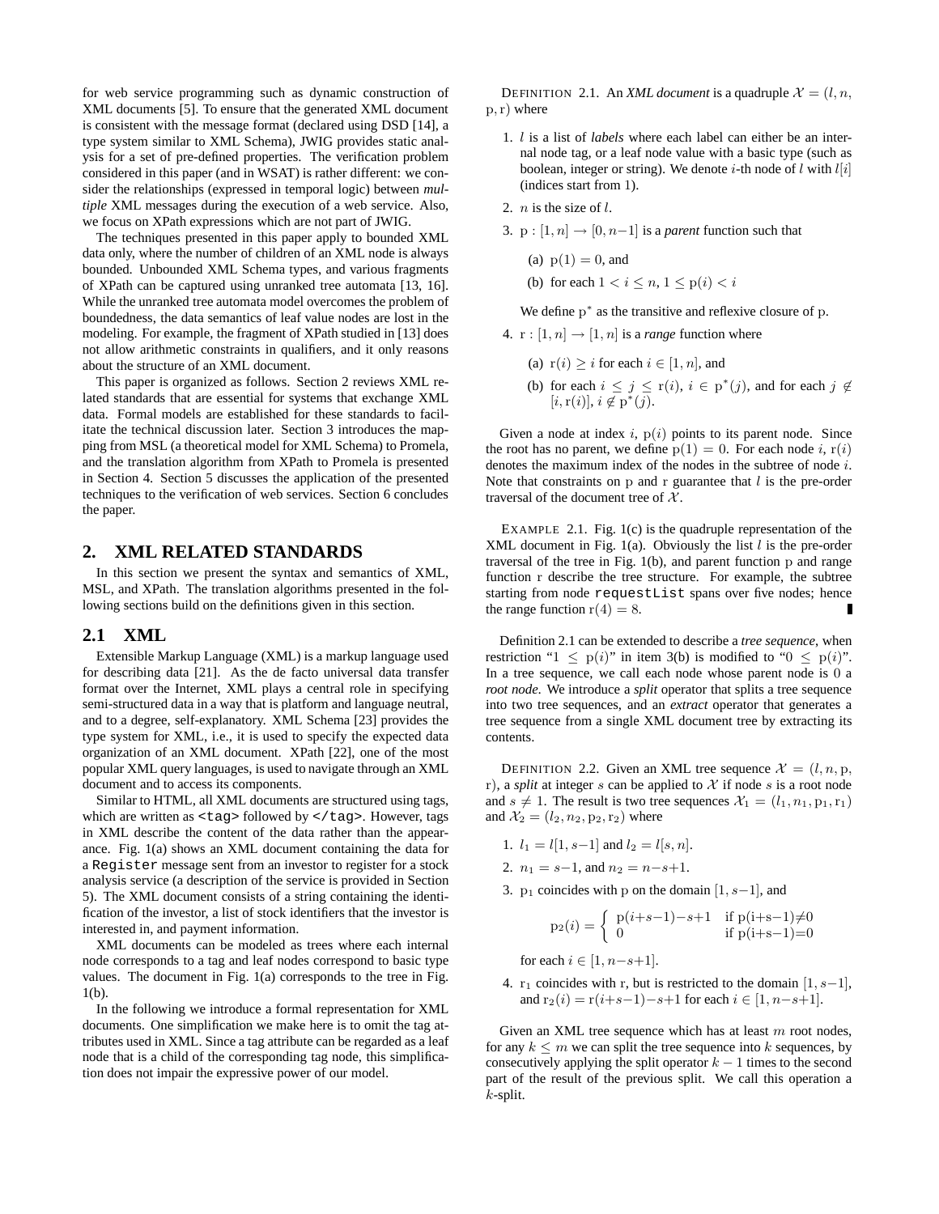for web service programming such as dynamic construction of XML documents [5]. To ensure that the generated XML document is consistent with the message format (declared using DSD [14], a type system similar to XML Schema), JWIG provides static analysis for a set of pre-defined properties. The verification problem considered in this paper (and in WSAT) is rather different: we consider the relationships (expressed in temporal logic) between *multiple* XML messages during the execution of a web service. Also, we focus on XPath expressions which are not part of JWIG.

The techniques presented in this paper apply to bounded XML data only, where the number of children of an XML node is always bounded. Unbounded XML Schema types, and various fragments of XPath can be captured using unranked tree automata [13, 16]. While the unranked tree automata model overcomes the problem of boundedness, the data semantics of leaf value nodes are lost in the modeling. For example, the fragment of XPath studied in [13] does not allow arithmetic constraints in qualifiers, and it only reasons about the structure of an XML document.

This paper is organized as follows. Section 2 reviews XML related standards that are essential for systems that exchange XML data. Formal models are established for these standards to facilitate the technical discussion later. Section 3 introduces the mapping from MSL (a theoretical model for XML Schema) to Promela, and the translation algorithm from XPath to Promela is presented in Section 4. Section 5 discusses the application of the presented techniques to the verification of web services. Section 6 concludes the paper.

## 2. XML RELATED STANDARDS

In this section we present the syntax and semantics of XML, MSL, and XPath. The translation algorithms presented in the following sections build on the definitions given in this section.

### 2.1 XML

Extensible Markup Language (XML) is a markup language used for describing data [21]. As the de facto universal data transfer format over the Internet, XML plays a central role in specifying semi-structured data in a way that is platform and language neutral, and to a degree, self-explanatory. XML Schema [23] provides the type system for XML, i.e., it is used to specify the expected data organization of an XML document. XPath [22], one of the most popular XML query languages, is used to navigate through an XML document and to access its components.

Similar to HTML, all XML documents are structured using tags, which are written as `<tag>` followed by `</tag>`. However, tags in XML describe the content of the data rather than the appearance. Fig. 1(a) shows an XML document containing the data for a `Register` message sent from an investor to register for a stock analysis service (a description of the service is provided in Section 5). The XML document consists of a string containing the identification of the investor, a list of stock identifiers that the investor is interested in, and payment information.

XML documents can be modeled as trees where each internal node corresponds to a tag and leaf nodes correspond to basic type values. The document in Fig. 1(a) corresponds to the tree in Fig. 1(b).

In the following we introduce a formal representation for XML documents. One simplification we make here is to omit the tag attributes used in XML. Since a tag attribute can be regarded as a leaf node that is a child of the corresponding tag node, this simplification does not impair the expressive power of our model.

DEFINITION 2.1. An *XML document* is a quadruple $\mathcal{X} = (l, n, \mathrm{p}, \mathrm{r})$ where

1. $l$ is a list of *labels* where each label can either be an internal node tag, or a leaf node value with a basic type (such as boolean, integer or string). We denote $i$-th node of $l$ with $l[i]$ (indices start from 1).
2. $n$ is the size of $l$.
3. $\mathrm{p} : [1, n] \to [0, n-1]$ is a *parent* function such that
   (a) $\mathrm{p}(1) = 0$, and
   (b) for each $1 < i \leq n$, $1 \leq \mathrm{p}(i) < i$

   We define $\mathrm{p}^*$ as the transitive and reflexive closure of $\mathrm{p}$.
4. $\mathrm{r} : [1, n] \to [1, n]$ is a *range* function where
   (a) $\mathrm{r}(i) \geq i$ for each $i \in [1, n]$, and
   (b) for each $i \leq j \leq \mathrm{r}(i)$, $i \in \mathrm{p}^*(j)$, and for each $j \notin [i, \mathrm{r}(i)]$, $i \notin \mathrm{p}^*(j)$.

Given a node at index $i$, $\mathrm{p}(i)$ points to its parent node. Since the root has no parent, we define $\mathrm{p}(1) = 0$. For each node $i$, $\mathrm{r}(i)$ denotes the maximum index of the nodes in the subtree of node $i$. Note that constraints on $\mathrm{p}$ and $\mathrm{r}$ guarantee that $l$ is the pre-order traversal of the document tree of $\mathcal{X}$.

EXAMPLE 2.1. Fig. 1(c) is the quadruple representation of the XML document in Fig. 1(a). Obviously the list $l$ is the pre-order traversal of the tree in Fig. 1(b), and parent function $\mathrm{p}$ and range function $\mathrm{r}$ describe the tree structure. For example, the subtree starting from node `requestList` spans over five nodes; hence the range function $\mathrm{r}(4) = 8$. ∎

Definition 2.1 can be extended to describe a *tree sequence*, when restriction "$1 \leq \mathrm{p}(i)$" in item 3(b) is modified to "$0 \leq \mathrm{p}(i)$". In a tree sequence, we call each node whose parent node is 0 a *root node*. We introduce a *split* operator that splits a tree sequence into two tree sequences, and an *extract* operator that generates a tree sequence from a single XML document tree by extracting its contents.

DEFINITION 2.2. Given an XML tree sequence $\mathcal{X} = (l, n, \mathrm{p}, \mathrm{r})$, a *split* at integer $s$ can be applied to $\mathcal{X}$ if node $s$ is a root node and $s \neq 1$. The result is two tree sequences $\mathcal{X}_1 = (l_1, n_1, \mathrm{p}_1, \mathrm{r}_1)$ and $\mathcal{X}_2 = (l_2, n_2, \mathrm{p}_2, \mathrm{r}_2)$ where

1. $l_1 = l[1, s-1]$ and $l_2 = l[s, n]$.
2. $n_1 = s-1$, and $n_2 = n-s+1$.
3. $\mathrm{p}_1$ coincides with $\mathrm{p}$ on the domain $[1, s-1]$, and

   $$\mathrm{p}_2(i) = \begin{cases} \mathrm{p}(i+s-1)-s+1 & \text{if } \mathrm{p}(i+s-1) \neq 0 \\ 0 & \text{if } \mathrm{p}(i+s-1) = 0 \end{cases}$$

   for each $i \in [1, n-s+1]$.
4. $\mathrm{r}_1$ coincides with $\mathrm{r}$, but is restricted to the domain $[1, s-1]$, and $\mathrm{r}_2(i) = \mathrm{r}(i+s-1)-s+1$ for each $i \in [1, n-s+1]$.

Given an XML tree sequence which has at least $m$ root nodes, for any $k \leq m$ we can split the tree sequence into $k$ sequences, by consecutively applying the split operator $k-1$ times to the second part of the result of the previous split. We call this operation a $k$-split.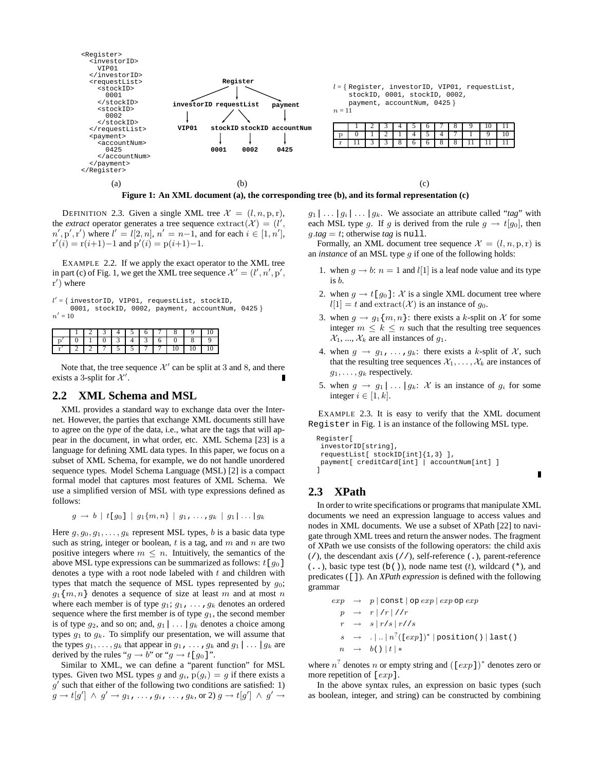```
<Register>
  <investorID>
    VIP01
  </investorID>
  <requestList>
    <stockID>
      0001
    </stockID>
    <stockID>
      0002
    </stockID>
  </requestList>
  <payment>
    <accountNum>
      0425
    </accountNum>
  </payment>
</Register>
```

(a)

```
                 Register
        /           |          \
investorID    requestList    payment
     |          /      \          |
   VIP01   stockID  stockID  accountNum
              |        |          |
            0001     0002       0425
```

(b)

$l$ = { Register, investorID, VIP01, requestList, stockID, 0001, stockID, 0002, payment, accountNum, 0425 }
$n$ = 11

| | 1 | 2 | 3 | 4 | 5 | 6 | 7 | 8 | 9 | 10 | 11 |
|---|---|---|---|---|---|---|---|---|---|---|---|
| p | 0 | 1 | 2 | 1 | 4 | 5 | 4 | 7 | 1 | 9 | 10 |
| r | 11 | 3 | 3 | 8 | 6 | 6 | 8 | 8 | 11 | 11 | 11 |

(c)

**Figure 1: An XML document (a), the corresponding tree (b), and its formal representation (c)**

DEFINITION 2.3. Given a single XML tree $\mathcal{X} = (l, n, \mathrm{p}, \mathrm{r})$, the *extract* operator generates a tree sequence $\mathrm{extract}(\mathcal{X}) = (l', n', \mathrm{p}', \mathrm{r}')$ where $l' = l[2, n]$, $n' = n-1$, and for each $i \in [1, n']$, $\mathrm{r}'(i) = \mathrm{r}(i{+}1)-1$ and $\mathrm{p}'(i) = \mathrm{p}(i{+}1)-1$.

EXAMPLE 2.2. If we apply the exact operator to the XML tree in part (c) of Fig. 1, we get the XML tree sequence $\mathcal{X}' = (l', n', \mathrm{p}', \mathrm{r}')$ where

$l'$ = { investorID, VIP01, requestList, stockID, 0001, stockID, 0002, payment, accountNum, 0425 }
$n'$ = 10

| | 1 | 2 | 3 | 4 | 5 | 6 | 7 | 8 | 9 | 10 |
|---|---|---|---|---|---|---|---|---|---|---|
| p′ | 0 | 1 | 0 | 3 | 4 | 3 | 6 | 0 | 8 | 9 |
| r′ | 2 | 2 | 7 | 5 | 5 | 7 | 7 | 10 | 10 | 10 |

Note that, the tree sequence $\mathcal{X}'$ can be split at 3 and 8, and there exists a 3-split for $\mathcal{X}'$. ∎

## 2.2 XML Schema and MSL

XML provides a standard way to exchange data over the Internet. However, the parties that exchange XML documents still have to agree on the *type* of the data, i.e., what are the tags that will appear in the document, in what order, etc. XML Schema [23] is a language for defining XML data types. In this paper, we focus on a subset of XML Schema, for example, we do not handle unordered sequence types. Model Schema Language (MSL) [2] is a compact formal model that captures most features of XML Schema. We use a simplified version of MSL with type expressions defined as follows:

$$g \;\rightarrow\; b \;\mid\; t\texttt{[}g_0\texttt{]} \;\mid\; g_1\texttt{\{}m,n\texttt{\}} \;\mid\; g_1\texttt{,}\;\ldots\texttt{,}\;g_k \;\mid\; g_1\texttt{|}\ldots\texttt{|}g_k$$

Here $g, g_0, g_1, \ldots, g_k$ represent MSL types, $b$ is a basic data type such as string, integer or boolean, $t$ is a tag, and $m$ and $n$ are two positive integers where $m \leq n$. Intuitively, the semantics of the above MSL type expressions can be summarized as follows: $t\texttt{[}g_0\texttt{]}$ denotes a type with a root node labeled with $t$ and children with types that match the sequence of MSL types represented by $g_0$; $g_1\texttt{\{}m,n\texttt{\}}$ denotes a sequence of size at least $m$ and at most $n$ where each member is of type $g_1$; $g_1\texttt{,}\ldots\texttt{,}g_k$ denotes an ordered sequence where the first member is of type $g_1$, the second member is of type $g_2$, and so on; and, $g_1\texttt{|}\ldots\texttt{|}g_k$ denotes a choice among types $g_1$ to $g_k$. To simplify our presentation, we will assume that the types $g_1, \ldots, g_k$ that appear in $g_1\texttt{,}\ldots\texttt{,}g_k$ and $g_1\texttt{|}\ldots\texttt{|}g_k$ are derived by the rules "$g \rightarrow b$" or "$g \rightarrow t\texttt{[}g_0\texttt{]}$".

Similar to XML, we can define a "parent function" for MSL types. Given two MSL types $g$ and $g_i$, $\mathrm{p}(g_i) = g$ if there exists a $g'$ such that either of the following two conditions are satisfied: 1) $g \rightarrow t[g'] \;\wedge\; g' \rightarrow g_1\texttt{,}\ldots\texttt{,}g_i\texttt{,}\ldots\texttt{,}g_k$, or 2) $g \rightarrow t[g'] \;\wedge\; g' \rightarrow g_1\texttt{|}\ldots\texttt{|}g_i\texttt{|}\ldots\texttt{|}g_k$. We associate an attribute called "*tag*" with each MSL type $g$. If $g$ is derived from the rule $g \rightarrow t[g_0]$, then $g.tag = t$; otherwise *tag* is `null`.

Formally, an XML document tree sequence $\mathcal{X} = (l, n, \mathrm{p}, \mathrm{r})$ is an *instance* of an MSL type $g$ if one of the following holds:

1. when $g \rightarrow b$: $n = 1$ and $l[1]$ is a leaf node value and its type is $b$.
2. when $g \rightarrow t\texttt{[}g_0\texttt{]}$: $\mathcal{X}$ is a single XML document tree where $l[1] = t$ and $\mathrm{extract}(\mathcal{X})$ is an instance of $g_0$.
3. when $g \rightarrow g_1\texttt{\{}m,n\texttt{\}}$: there exists a $k$-split on $\mathcal{X}$ for some integer $m \leq k \leq n$ such that the resulting tree sequences $\mathcal{X}_1, \ldots, \mathcal{X}_k$ are all instances of $g_1$.
4. when $g \rightarrow g_1\texttt{,}\ldots\texttt{,}g_k$: there exists a $k$-split of $\mathcal{X}$, such that the resulting tree sequences $\mathcal{X}_1, \ldots, \mathcal{X}_k$ are instances of $g_1, \ldots, g_k$ respectively.
5. when $g \rightarrow g_1\texttt{|}\ldots\texttt{|}g_k$: $\mathcal{X}$ is an instance of $g_i$ for some integer $i \in [1, k]$.

EXAMPLE 2.3. It is easy to verify that the XML document `Register` in Fig. 1 is an instance of the following MSL type.

```
Register[
 investorID[string],
 requestList[ stockID[int]{1,3} ],
 payment[ creditCard[int] | accountNum[int] ]
]
```

∎

## 2.3 XPath

In order to write specifications or programs that manipulate XML documents we need an expression language to access values and nodes in XML documents. We use a subset of XPath [22] to navigate through XML trees and return the answer nodes. The fragment of XPath we use consists of the following operators: the child axis (`/`), the descendant axis (`//`), self-reference (`.`), parent-reference (`..`), basic type test (`b()`), node name test ($t$), wildcard (`*`), and predicates (`[]`). An *XPath expression* is defined with the following grammar

$$
\begin{array}{rcl}
exp & \rightarrow & p \mid \texttt{const} \mid \texttt{op}\; exp \mid exp\; \texttt{op}\; exp \\
p & \rightarrow & r \mid \texttt{/}r \mid \texttt{//}r \\
r & \rightarrow & s \mid r\texttt{/}s \mid r\texttt{//}s \\
s & \rightarrow & . \mid .. \mid n^{?}(\texttt{[}exp\texttt{]})^{*} \mid \texttt{position()} \mid \texttt{last()} \\
n & \rightarrow & b\texttt{()} \mid t \mid *
\end{array}
$$

where $n^?$ denotes $n$ or empty string and $(\texttt{[}exp\texttt{]})^*$ denotes zero or more repetition of $\texttt{[}exp\texttt{]}$.

In the above syntax rules, an expression on basic types (such as boolean, integer, and string) can be constructed by combining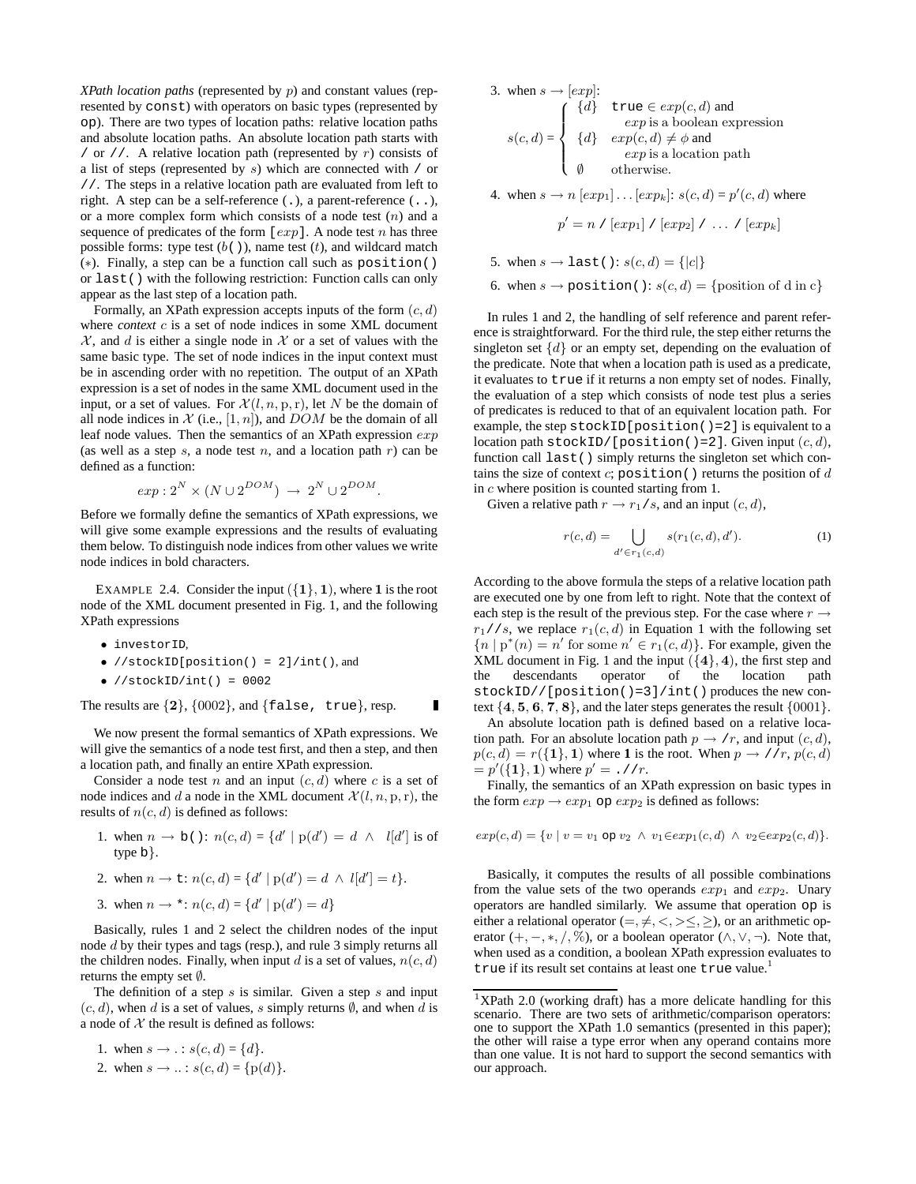*XPath location paths* (represented by $p$) and constant values (represented by `const`) with operators on basic types (represented by `op`). There are two types of location paths: relative location paths and absolute location paths. An absolute location path starts with `/` or `//`. A relative location path (represented by $r$) consists of a list of steps (represented by $s$) which are connected with `/` or `//`. The steps in a relative location path are evaluated from left to right. A step can be a self-reference (`.`), a parent-reference (`..`), or a more complex form which consists of a node test ($n$) and a sequence of predicates of the form `[`$exp$`]`. A node test $n$ has three possible forms: type test ($b$`()`), name test ($t$), and wildcard match ($*$). Finally, a step can be a function call such as `position()` or `last()` with the following restriction: Function calls can only appear as the last step of a location path.

Formally, an XPath expression accepts inputs of the form $(c, d)$ where *context* $c$ is a set of node indices in some XML document $\mathcal{X}$, and $d$ is either a single node in $\mathcal{X}$ or a set of values with the same basic type. The set of node indices in the input context must be in ascending order with no repetition. The output of an XPath expression is a set of nodes in the same XML document used in the input, or a set of values. For $\mathcal{X}(l, n, \mathrm{p}, \mathrm{r})$, let $N$ be the domain of all node indices in $\mathcal{X}$ (i.e., $[1, n]$), and $DOM$ be the domain of all leaf node values. Then the semantics of an XPath expression $exp$ (as well as a step $s$, a node test $n$, and a location path $r$) can be defined as a function:

$$exp : 2^N \times (N \cup 2^{DOM}) \rightarrow 2^N \cup 2^{DOM}.$$

Before we formally define the semantics of XPath expressions, we will give some example expressions and the results of evaluating them below. To distinguish node indices from other values we write node indices in bold characters.

EXAMPLE 2.4. Consider the input $(\{\mathbf{1}\}, \mathbf{1})$, where $\mathbf{1}$ is the root node of the XML document presented in Fig. 1, and the following XPath expressions

- `investorID`,
- `//stockID[position() = 2]/int()`, and
- `//stockID/int() = 0002`

The results are $\{\mathbf{2}\}$, $\{0002\}$, and $\{$`false, true`$\}$, resp. ∎

We now present the formal semantics of XPath expressions. We will give the semantics of a node test first, and then a step, and then a location path, and finally an entire XPath expression.

Consider a node test $n$ and an input $(c, d)$ where $c$ is a set of node indices and $d$ a node in the XML document $\mathcal{X}(l, n, \mathrm{p}, \mathrm{r})$, the results of $n(c, d)$ is defined as follows:

1. when $n \rightarrow$ `b()`: $n(c, d) = \{d' \mid \mathrm{p}(d') = d \ \wedge \ l[d']$ is of type b$\}$.
2. when $n \rightarrow$ `t`: $n(c, d) = \{d' \mid \mathrm{p}(d') = d \ \wedge \ l[d'] = t\}$.
3. when $n \rightarrow$ `*`: $n(c, d) = \{d' \mid \mathrm{p}(d') = d\}$

Basically, rules 1 and 2 select the children nodes of the input node $d$ by their types and tags (resp.), and rule 3 simply returns all the children nodes. Finally, when input $d$ is a set of values, $n(c, d)$ returns the empty set $\emptyset$.

The definition of a step $s$ is similar. Given a step $s$ and input $(c, d)$, when $d$ is a set of values, $s$ simply returns $\emptyset$, and when $d$ is a node of $\mathcal{X}$ the result is defined as follows:

1. when $s \rightarrow .$ : $s(c, d) = \{d\}$.
2. when $s \rightarrow ..$ : $s(c, d) = \{\mathrm{p}(d)\}$.
3. when $s \rightarrow [exp]$:
$$s(c,d) = \begin{cases} \{d\} & \texttt{true} \in exp(c,d) \text{ and } exp \text{ is a boolean expression} \\ \{d\} & exp(c,d) \neq \phi \text{ and } exp \text{ is a location path} \\ \emptyset & \text{otherwise.} \end{cases}$$
4. when $s \rightarrow n\,[exp_1] \ldots [exp_k]$: $s(c, d) = p'(c, d)$ where
$$p' = n \;/\; [exp_1] \;/\; [exp_2] \;/\; \ldots \;/\; [exp_k]$$
5. when $s \rightarrow$ `last()`: $s(c, d) = \{|c|\}$
6. when $s \rightarrow$ `position()`: $s(c, d) = \{\text{position of d in c}\}$

In rules 1 and 2, the handling of self reference and parent reference is straightforward. For the third rule, the step either returns the singleton set $\{d\}$ or an empty set, depending on the evaluation of the predicate. Note that when a location path is used as a predicate, it evaluates to `true` if it returns a non empty set of nodes. Finally, the evaluation of a step which consists of node test plus a series of predicates is reduced to that of an equivalent location path. For example, the step `stockID[position()=2]` is equivalent to a location path `stockID/[position()=2]`. Given input $(c, d)$, function call `last()` simply returns the singleton set which contains the size of context $c$; `position()` returns the position of $d$ in $c$ where position is counted starting from 1.

Given a relative path $r \rightarrow r_1$`/`$s$, and an input $(c, d)$,

$$r(c, d) = \bigcup_{d' \in r_1(c,d)} s(r_1(c, d), d'). \tag{1}$$

According to the above formula the steps of a relative location path are executed one by one from left to right. Note that the context of each step is the result of the previous step. For the case where $r \rightarrow r_1$`//`$s$, we replace $r_1(c, d)$ in Equation 1 with the following set $\{n \mid \mathrm{p}^*(n) = n' \text{ for some } n' \in r_1(c, d)\}$. For example, given the XML document in Fig. 1 and the input $(\{\mathbf{4}\}, \mathbf{4})$, the first step and the descendants operator of the location path `stockID//[position()=3]/int()` produces the new context $\{\mathbf{4}, \mathbf{5}, \mathbf{6}, \mathbf{7}, \mathbf{8}\}$, and the later steps generates the result $\{0001\}$.

An absolute location path is defined based on a relative location path. For an absolute location path $p \rightarrow$ `/`$r$, and input $(c, d)$, $p(c, d) = r(\{\mathbf{1}\}, \mathbf{1})$ where $\mathbf{1}$ is the root. When $p \rightarrow$ `//`$r$, $p(c, d) = p'(\{\mathbf{1}\}, \mathbf{1})$ where $p' =$ `.//`$r$.

Finally, the semantics of an XPath expression on basic types in the form $exp \rightarrow exp_1$ `op` $exp_2$ is defined as follows:

$$exp(c, d) = \{v \mid v = v_1 \ \texttt{op} \ v_2 \ \wedge \ v_1 \in exp_1(c, d) \ \wedge \ v_2 \in exp_2(c, d)\}.$$

Basically, it computes the results of all possible combinations from the value sets of the two operands $exp_1$ and $exp_2$. Unary operators are handled similarly. We assume that operation `op` is either a relational operator ($=, \neq, <, >\leq, \geq$), or an arithmetic operator ($+, -, *, /, \%$), or a boolean operator ($\wedge, \vee, \neg$). Note that, when used as a condition, a boolean XPath expression evaluates to `true` if its result set contains at least one `true` value.[1]

[1] XPath 2.0 (working draft) has a more delicate handling for this scenario. There are two sets of arithmetic/comparison operators: one to support the XPath 1.0 semantics (presented in this paper); the other will raise a type error when any operand contains more than one value. It is not hard to support the second semantics with our approach.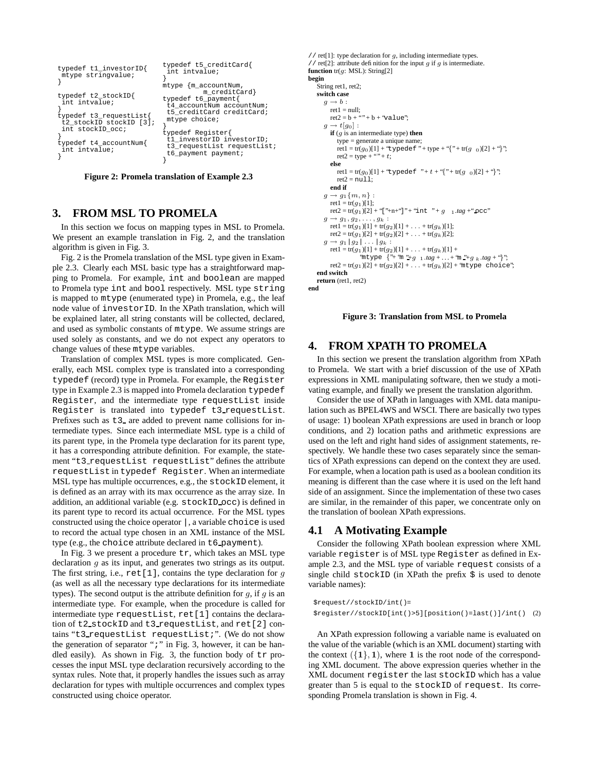```
typedef t1_investorID{
 mtype stringvalue;
}

typedef t2_stockID{
 int intvalue;
}
typedef t3_requestList{
 t2_stockID stockID [3];
 int stockID_occ;
}
typedef t4_accountNum{
 int intvalue;
}

typedef t5_creditCard{
 int intvalue;
}
mtype {m_accountNum,
         m_creditCard}
typedef t6_payment{
 t4_accountNum accountNum;
 t5_creditCard creditCard;
 mtype choice;
}
typedef Register{
 t1_investorID investorID;
 t3_requestList requestList;
 t6_payment payment;
}
```

**Figure 2: Promela translation of Example 2.3**

## 3. FROM MSL TO PROMELA

In this section we focus on mapping types in MSL to Promela. We present an example translation in Fig. 2, and the translation algorithm is given in Fig. 3.

Fig. 2 is the Promela translation of the MSL type given in Example 2.3. Clearly each MSL basic type has a straightforward mapping to Promela. For example, `int` and `boolean` are mapped to Promela type `int` and `bool` respectively. MSL type `string` is mapped to `mtype` (enumerated type) in Promela, e.g., the leaf node value of `investorID`. In the XPath translation, which will be explained later, all string constants will be collected, declared, and used as symbolic constants of `mtype`. We assume strings are used solely as constants, and we do not expect any operators to change values of these `mtype` variables.

Translation of complex MSL types is more complicated. Generally, each MSL complex type is translated into a corresponding `typedef` (record) type in Promela. For example, the `Register` type in Example 2.3 is mapped into Promela declaration `typedef Register`, and the intermediate type `requestList` inside `Register` is translated into `typedef t3_requestList`. Prefixes such as `t3_` are added to prevent name collisions for intermediate types. Since each intermediate MSL type is a child of its parent type, in the Promela type declaration for its parent type, it has a corresponding attribute definition. For example, the statement "`t3_requestList requestList`" defines the attribute `requestList` in `typedef Register`. When an intermediate MSL type has multiple occurrences, e.g., the `stockID` element, it is defined as an array with its max occurrence as the array size. In addition, an additional variable (e.g. `stockID_occ`) is defined in its parent type to record its actual occurrence. For the MSL types constructed using the choice operator |, a variable `choice` is used to record the actual type chosen in an XML instance of the MSL type (e.g., the `choice` attribute declared in `t6_payment`).

In Fig. 3 we present a procedure `tr`, which takes an MSL type declaration $g$ as its input, and generates two strings as its output. The first string, i.e., `ret[1]`, contains the type declaration for $g$ (as well as all the necessary type declarations for its intermediate types). The second output is the attribute definition for $g$, if $g$ is an intermediate type. For example, when the procedure is called for intermediate type `requestList`, `ret[1]` contains the declaration of `t2_stockID` and `t3_requestList`, and `ret[2]` contains "`t3_requestList requestList;`". (We do not show the generation of separator "`;`" in Fig. 3, however, it can be handled easily). As shown in Fig. 3, the function body of `tr` processes the input MSL type declaration recursively according to the syntax rules. Note that, it properly handles the issues such as array declaration for types with multiple occurrences and complex types constructed using choice operator.

// ret[1]: type declaration for $g$, including intermediate types.
// ret[2]: attribute definition for the input $g$ if $g$ is intermediate.
**function** tr($g$: MSL): String[2]
**begin**
  String ret1, ret2;
  **switch case**
    $g \rightarrow b$ :
      ret1 = null;
      ret2 = b + " " + b + "`value`";
    $g \rightarrow t[g_0]$ :
      **if** ($g$ is an intermediate type) **then**
        type = generate a unique name;
        ret1 = tr($g_0$)[1] + "`typedef` " + type + "{" + tr($g_0$)[2] + "}";
        ret2 = type + " " + $t$;
      **else**
        ret1 = tr($g_0$)[1] + "`typedef` " + $t$ + "{" + tr($g_0$)[2] + "}";
        ret2 = `null`;
      **end if**
    $g \rightarrow g_1\{m, n\}$ :
      ret1 = tr($g_1$)[1];
      ret2 = tr($g_1$)[2] + "["+n+"]" + "`int` " + $g_1$.tag + "`_occ`"
    $g \rightarrow g_1, g_2, \ldots, g_k$ :
      ret1 = tr($g_1$)[1] + tr($g_2$)[1] + ... + tr($g_k$)[1];
      ret2 = tr($g_1$)[2] + tr($g_2$)[2] + ... + tr($g_k$)[2];
    $g \rightarrow g_1 \,|\, g_2 \,|\, \ldots \,|\, g_k$ :
      ret1 = tr($g_1$)[1] + tr($g_2$)[1] + ... + tr($g_k$)[1] +
        "`mtype` {"+ "`m_`"+$g_1$.tag + ... + "`m_`"+$g_k$.tag + "}";
      ret2 = tr($g_1$)[2] + tr($g_2$)[2] + ... + tr($g_k$)[2] + "`mtype choice`";
  **end switch**
  **return** (ret1, ret2)
**end**

**Figure 3: Translation from MSL to Promela**

## 4. FROM XPATH TO PROMELA

In this section we present the translation algorithm from XPath to Promela. We start with a brief discussion of the use of XPath expressions in XML manipulating software, then we study a motivating example, and finally we present the translation algorithm.

Consider the use of XPath in languages with XML data manipulation such as BPEL4WS and WSCI. There are basically two types of usage: 1) boolean XPath expressions are used in branch or loop conditions, and 2) location paths and arithmetic expressions are used on the left and right hand sides of assignment statements, respectively. We handle these two cases separately since the semantics of XPath expressions can depend on the context they are used. For example, when a location path is used as a boolean condition its meaning is different than the case where it is used on the left hand side of an assignment. Since the implementation of these two cases are similar, in the remainder of this paper, we concentrate only on the translation of boolean XPath expressions.

### 4.1 A Motivating Example

Consider the following XPath boolean expression where XML variable `register` is of MSL type `Register` as defined in Example 2.3, and the MSL type of variable `request` consists of a single child `stockID` (in XPath the prefix `$` is used to denote variable names):

```
$request//stockID/int()=
$register//stockID[int()>5][position()=last()]/int()   (2)
```

An XPath expression following a variable name is evaluated on the value of the variable (which is an XML document) starting with the context $(\{\mathbf{1}\}, 1)$, where $\mathbf{1}$ is the root node of the corresponding XML document. The above expression queries whether in the XML document `register` the last `stockID` which has a value greater than 5 is equal to the `stockID` of `request`. Its corresponding Promela translation is shown in Fig. 4.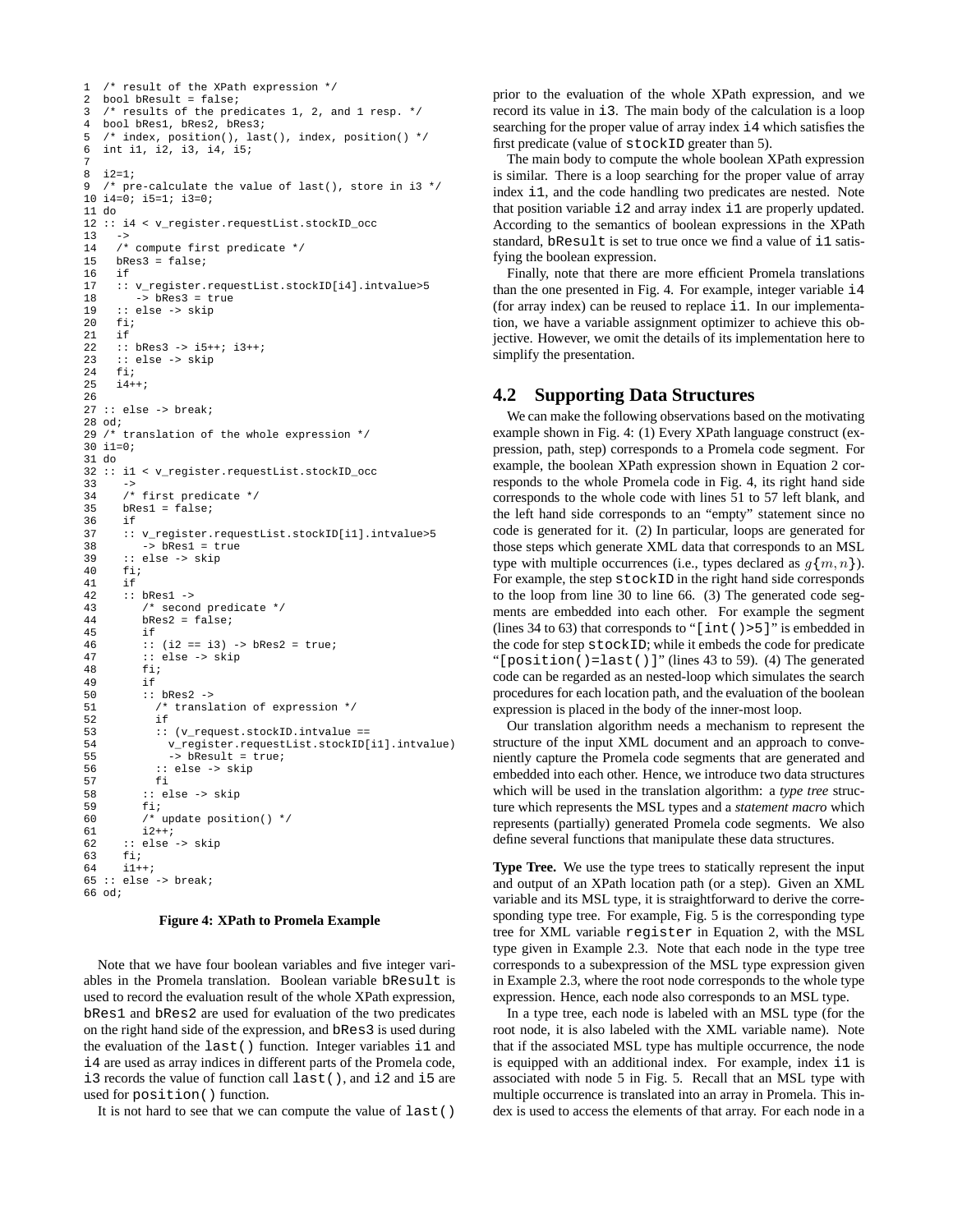```
1  /* result of the XPath expression */
2  bool bResult = false;
3  /* results of the predicates 1, 2, and 1 resp. */
4  bool bRes1, bRes2, bRes3;
5  /* index, position(), last(), index, position() */
6  int i1, i2, i3, i4, i5;
7
8  i2=1;
9  /* pre-calculate the value of last(), store in i3 */
10 i4=0; i5=1; i3=0;
11 do
12 :: i4 < v_register.requestList.stockID_occ
13   ->
14   /* compute first predicate */
15   bRes3 = false;
16   if
17   :: v_register.requestList.stockID[i4].intvalue>5
18      -> bRes3 = true
19   :: else -> skip
20   fi;
21   if
22   :: bRes3 -> i5++; i3++;
23   :: else -> skip
24   fi;
25   i4++;
26
27 :: else -> break;
28 od;
29 /* translation of the whole expression */
30 i1=0;
31 do
32 :: i1 < v_register.requestList.stockID_occ
33    ->
34    /* first predicate */
35    bRes1 = false;
36    if
37    :: v_register.requestList.stockID[i1].intvalue>5
38       -> bRes1 = true
39    :: else -> skip
40    fi;
41    if
42    :: bRes1 ->
43       /* second predicate */
44       bRes2 = false;
45       if
46       :: (i2 == i3) -> bRes2 = true;
47       :: else -> skip
48       fi;
49       if
50       :: bRes2 ->
51         /* translation of expression */
52         if
53         :: (v_request.stockID.intvalue ==
54           v_register.requestList.stockID[i1].intvalue)
55           -> bResult = true;
56         :: else -> skip
57         fi
58       :: else -> skip
59       fi;
60       /* update position() */
61       i2++;
62    :: else -> skip
63    fi;
64    i1++;
65 :: else -> break;
66 od;
```

**Figure 4: XPath to Promela Example**

Note that we have four boolean variables and five integer variables in the Promela translation. Boolean variable `bResult` is used to record the evaluation result of the whole XPath expression, `bRes1` and `bRes2` are used for evaluation of the two predicates on the right hand side of the expression, and `bRes3` is used during the evaluation of the `last()` function. Integer variables `i1` and `i4` are used as array indices in different parts of the Promela code, `i3` records the value of function call `last()`, and `i2` and `i5` are used for `position()` function.

It is not hard to see that we can compute the value of `last()` prior to the evaluation of the whole XPath expression, and we record its value in `i3`. The main body of the calculation is a loop searching for the proper value of array index `i4` which satisfies the first predicate (value of `stockID` greater than 5).

The main body to compute the whole boolean XPath expression is similar. There is a loop searching for the proper value of array index `i1`, and the code handling two predicates are nested. Note that position variable `i2` and array index `i1` are properly updated. According to the semantics of boolean expressions in the XPath standard, `bResult` is set to true once we find a value of `i1` satisfying the boolean expression.

Finally, note that there are more efficient Promela translations than the one presented in Fig. 4. For example, integer variable `i4` (for array index) can be reused to replace `i1`. In our implementation, we have a variable assignment optimizer to achieve this objective. However, we omit the details of its implementation here to simplify the presentation.

## 4.2 Supporting Data Structures

We can make the following observations based on the motivating example shown in Fig. 4: (1) Every XPath language construct (expression, path, step) corresponds to a Promela code segment. For example, the boolean XPath expression shown in Equation 2 corresponds to the whole Promela code in Fig. 4, its right hand side corresponds to the whole code with lines 51 to 57 left blank, and the left hand side corresponds to an "empty" statement since no code is generated for it. (2) In particular, loops are generated for those steps which generate XML data that corresponds to an MSL type with multiple occurrences (i.e., types declared as $g\{m, n\}$). For example, the step `stockID` in the right hand side corresponds to the loop from line 30 to line 66. (3) The generated code segments are embedded into each other. For example the segment (lines 34 to 63) that corresponds to "`[int()>5]`" is embedded in the code for step `stockID`; while it embeds the code for predicate "`[position()=last()]`" (lines 43 to 59). (4) The generated code can be regarded as an nested-loop which simulates the search procedures for each location path, and the evaluation of the boolean expression is placed in the body of the inner-most loop.

Our translation algorithm needs a mechanism to represent the structure of the input XML document and an approach to conveniently capture the Promela code segments that are generated and embedded into each other. Hence, we introduce two data structures which will be used in the translation algorithm: a *type tree* structure which represents the MSL types and a *statement macro* which represents (partially) generated Promela code segments. We also define several functions that manipulate these data structures.

**Type Tree.** We use the type trees to statically represent the input and output of an XPath location path (or a step). Given an XML variable and its MSL type, it is straightforward to derive the corresponding type tree. For example, Fig. 5 is the corresponding type tree for XML variable `register` in Equation 2, with the MSL type given in Example 2.3. Note that each node in the type tree corresponds to a subexpression of the MSL type expression given in Example 2.3, where the root node corresponds to the whole type expression. Hence, each node also corresponds to an MSL type.

In a type tree, each node is labeled with an MSL type (for the root node, it is also labeled with the XML variable name). Note that if the associated MSL type has multiple occurrence, the node is equipped with an additional index. For example, index `i1` is associated with node 5 in Fig. 5. Recall that an MSL type with multiple occurrence is translated into an array in Promela. This index is used to access the elements of that array. For each node in a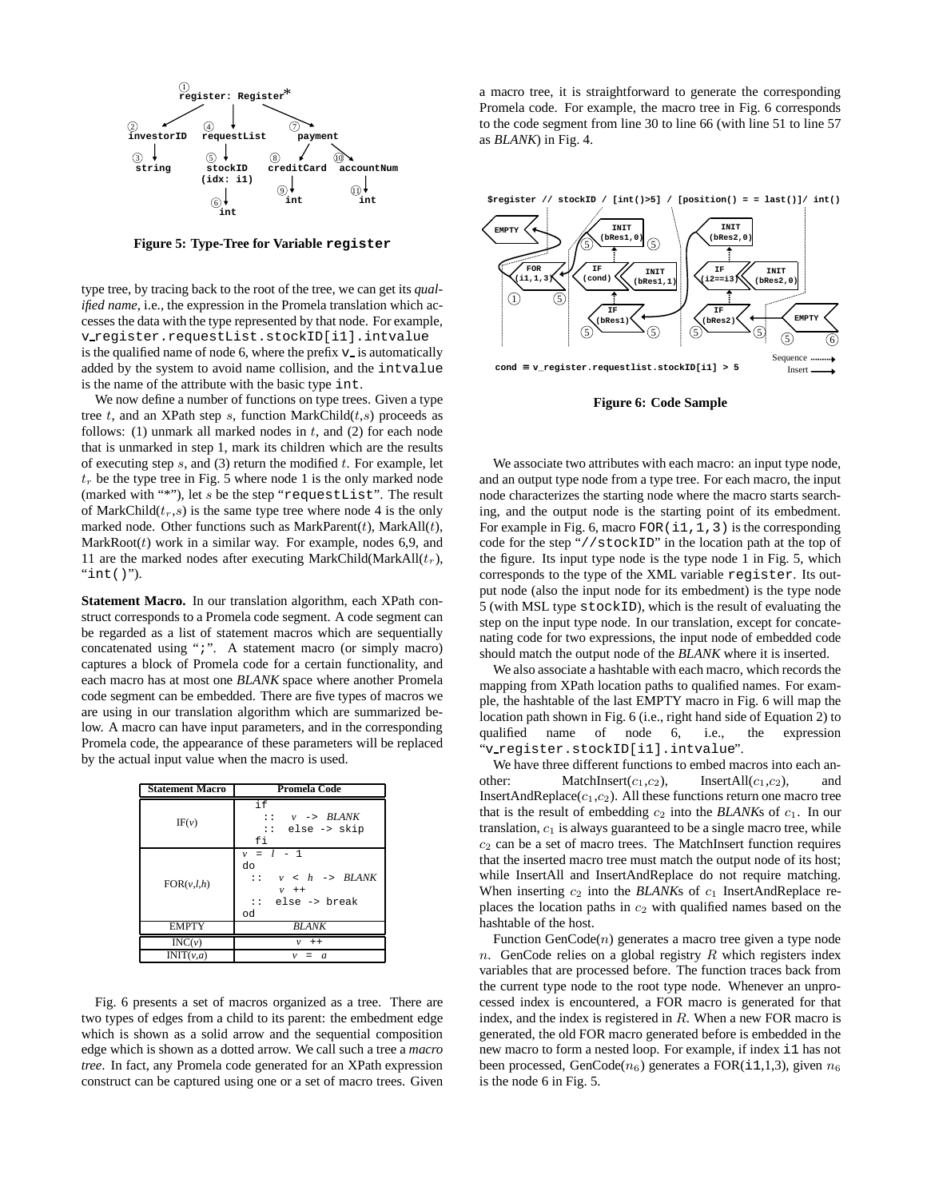**Figure 5: Type-Tree for Variable `register`**

type tree, by tracing back to the root of the tree, we can get its *qualified name*, i.e., the expression in the Promela translation which accesses the data with the type represented by that node. For example, `v_register.requestList.stockID[i1].intvalue` is the qualified name of node 6, where the prefix `v_` is automatically added by the system to avoid name collision, and the `intvalue` is the name of the attribute with the basic type `int`.

We now define a number of functions on type trees. Given a type tree $t$, and an XPath step $s$, function MarkChild($t$,$s$) proceeds as follows: (1) unmark all marked nodes in $t$, and (2) for each node that is unmarked in step 1, mark its children which are the results of executing step $s$, and (3) return the modified $t$. For example, let $t_r$ be the type tree in Fig. 5 where node 1 is the only marked node (marked with "*"), let $s$ be the step "`requestList`". The result of MarkChild($t_r$,$s$) is the same type tree where node 4 is the only marked node. Other functions such as MarkParent($t$), MarkAll($t$), MarkRoot($t$) work in a similar way. For example, nodes 6,9, and 11 are the marked nodes after executing MarkChild(MarkAll($t_r$), "`int()`").

**Statement Macro.** In our translation algorithm, each XPath construct corresponds to a Promela code segment. A code segment can be regarded as a list of statement macros which are sequentially concatenated using "`;`". A statement macro (or simply macro) captures a block of Promela code for a certain functionality, and each macro has at most one *BLANK* space where another Promela code segment can be embedded. There are five types of macros we are using in our translation algorithm which are summarized below. A macro can have input parameters, and in the corresponding Promela code, the appearance of these parameters will be replaced by the actual input value when the macro is used.

| Statement Macro | Promela Code |
|---|---|
| IF($v$) | `if` <br> `::` *v* `->` *BLANK* <br> `:: else -> skip` <br> `fi` |
| FOR($v$,$l$,$h$) | *v* `=` *l* `- 1` <br> `do` <br> `::` *v* `<` *h* `->` *BLANK* <br> *v* `++` <br> `:: else -> break` <br> `od` |
| EMPTY | *BLANK* |
| INC($v$) | *v* `++` |
| INIT($v$,$a$) | *v* `=` *a* |

Fig. 6 presents a set of macros organized as a tree. There are two types of edges from a child to its parent: the embedment edge which is shown as a solid arrow and the sequential composition edge which is shown as a dotted arrow. We call such a tree a *macro tree*. In fact, any Promela code generated for an XPath expression construct can be captured using one or a set of macro trees. Given a macro tree, it is straightforward to generate the corresponding Promela code. For example, the macro tree in Fig. 6 corresponds to the code segment from line 30 to line 66 (with line 51 to line 57 as *BLANK*) in Fig. 4.

**Figure 6: Code Sample**

We associate two attributes with each macro: an input type node, and an output type node from a type tree. For each macro, the input node characterizes the starting node where the macro starts searching, and the output node is the starting point of its embedment. For example in Fig. 6, macro `FOR(i1,1,3)` is the corresponding code for the step "`//stockID`" in the location path at the top of the figure. Its input type node is the type node 1 in Fig. 5, which corresponds to the type of the XML variable `register`. Its output node (also the input node for its embedment) is the type node 5 (with MSL type `stockID`), which is the result of evaluating the step on the input type node. In our translation, except for concatenating code for two expressions, the input node of embedded code should match the output node of the *BLANK* where it is inserted.

We also associate a hashtable with each macro, which records the mapping from XPath location paths to qualified names. For example, the hashtable of the last EMPTY macro in Fig. 6 will map the location path shown in Fig. 6 (i.e., right hand side of Equation 2) to qualified name of node 6, i.e., the expression "`v_register.stockID[i1].intvalue`".

We have three different functions to embed macros into each another: MatchInsert($c_1$,$c_2$), InsertAll($c_1$,$c_2$), and InsertAndReplace($c_1$,$c_2$). All these functions return one macro tree that is the result of embedding $c_2$ into the *BLANK*s of $c_1$. In our translation, $c_1$ is always guaranteed to be a single macro tree, while $c_2$ can be a set of macro trees. The MatchInsert function requires that the inserted macro tree must match the output node of its host; while InsertAll and InsertAndReplace do not require matching. When inserting $c_2$ into the *BLANK*s of $c_1$ InsertAndReplace replaces the location paths in $c_2$ with qualified names based on the hashtable of the host.

Function GenCode($n$) generates a macro tree given a type node $n$. GenCode relies on a global registry $R$ which registers index variables that are processed before. The function traces back from the current type node to the root type node. Whenever an unprocessed index is encountered, a FOR macro is generated for that index, and the index is registered in $R$. When a new FOR macro is generated, the old FOR macro generated before is embedded in the new macro to form a nested loop. For example, if index `i1` has not been processed, GenCode($n_6$) generates a FOR(`i1`,1,3), given $n_6$ is the node 6 in Fig. 5.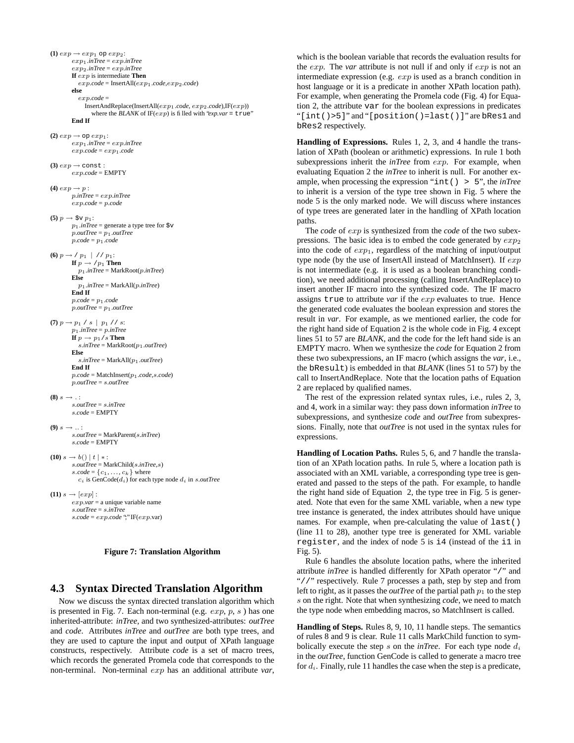**(1)** $exp \rightarrow exp_1$ op $exp_2$:
$exp_1$.*inTree* = $exp$.*inTree*
$exp_2$.*inTree* = $exp$.*inTree*
**If** $exp$ is intermediate **Then**
$exp$.*code* = InsertAll($exp_1$.*code*,$exp_2$.*code*)
**else**
$exp$.*code* =
InsertAndReplace(InsertAll($exp_1$.*code*, $exp_2$.*code*),IF($exp$))
where the *BLANK* of IF($exp$) is filled with "*exp.var* = true"
**End If**

**(2)** $exp \rightarrow$ op $exp_1$:
$exp_1$.*inTree* = $exp$.*inTree*
$exp$.*code* = $exp_1$.*code*

**(3)** $exp \rightarrow$ const :
$exp$.*code* = EMPTY

**(4)** $exp \rightarrow p$ :
$p$.*inTree* = $exp$.*inTree*
$exp$.*code* = $p$.*code*

**(5)** $p \rightarrow$ \$v $p_1$:
$p_1$.*inTree* = generate a type tree for \$v
$p$.*outTree* = $p_1$.*outTree*
$p$.*code* = $p_1$.*code*

**(6)** $p \rightarrow$ / $p_1$ | // $p_1$:
**If** $p \rightarrow$ /$p_1$ **Then**
$p_1$.*inTree* = MarkRoot($p$.*inTree*)
**Else**
$p_1$.*inTree* = MarkAll($p$.*inTree*)
**End If**
$p$.*code* = $p_1$.*code*
$p$.*outTree* = $p_1$.*outTree*

**(7)** $p \rightarrow p_1$ / $s$ | $p_1$ // $s$:
$p_1$.*inTree* = $p$.*inTree*
**If** $p \rightarrow p_1$/$s$ **Then**
$s$.*inTree* = MarkRoot($p_1$.*outTree*)
**Else**
$s$.*inTree* = MarkAll($p_1$.*outTree*)
**End If**
$p$.*code* = MatchInsert($p_1$.*code*,$s$.*code*)
$p$.*outTree* = $s$.*outTree*

**(8)** $s \rightarrow$ . :
$s$.*outTree* = $s$.*inTree*
$s$.*code* = EMPTY

**(9)** $s \rightarrow$ .. :
$s$.*outTree* = MarkParent($s$.*inTree*)
$s$.*code* = EMPTY

**(10)** $s \rightarrow b() \mid t \mid *$ :
$s$.*outTree* = MarkChild($s$.*inTree*,$s$)
$s$.*code* = $\{c_1, \ldots, c_k\}$ where
$c_i$ is GenCode($d_i$) for each type node $d_i$ in $s$.*outTree*

**(11)** $s \rightarrow [exp]$ :
$exp$.*var* = a unique variable name
$s$.*outTree* = $s$.*inTree*
$s$.*code* = $exp$.*code* ";" IF($exp$.var)

**Figure 7: Translation Algorithm**

### 4.3 Syntax Directed Translation Algorithm

Now we discuss the syntax directed translation algorithm which is presented in Fig. 7. Each non-terminal (e.g. $exp$, $p$, $s$ ) has one inherited-attribute: *inTree*, and two synthesized-attributes: *outTree* and *code*. Attributes *inTree* and *outTree* are both type trees, and they are used to capture the input and output of XPath language constructs, respectively. Attribute *code* is a set of macro trees, which records the generated Promela code that corresponds to the non-terminal. Non-terminal $exp$ has an additional attribute *var*, which is the boolean variable that records the evaluation results for the $exp$. The *var* attribute is not null if and only if $exp$ is not an intermediate expression (e.g. $exp$ is used as a branch condition in host language or it is a predicate in another XPath location path). For example, when generating the Promela code (Fig. 4) for Equation 2, the attribute var for the boolean expressions in predicates "[int()>5]" and "[position()=last()]" are bRes1 and bRes2 respectively.

**Handling of Expressions.** Rules 1, 2, 3, and 4 handle the translation of XPath (boolean or arithmetic) expressions. In rule 1 both subexpressions inherit the *inTree* from $exp$. For example, when evaluating Equation 2 the *inTree* to inherit is null. For another example, when processing the expression "int() > 5", the *inTree* to inherit is a version of the type tree shown in Fig. 5 where the node 5 is the only marked node. We will discuss where instances of type trees are generated later in the handling of XPath location paths.

The *code* of $exp$ is synthesized from the *code* of the two subexpressions. The basic idea is to embed the code generated by $exp_2$ into the code of $exp_1$, regardless of the matching of input/output type node (by the use of InsertAll instead of MatchInsert). If $exp$ is not intermediate (e.g. it is used as a boolean branching condition), we need additional processing (calling InsertAndReplace) to insert another IF macro into the synthesized code. The IF macro assigns true to attribute *var* if the $exp$ evaluates to true. Hence the generated code evaluates the boolean expression and stores the result in *var*. For example, as we mentioned earlier, the code for the right hand side of Equation 2 is the whole code in Fig. 4 except lines 51 to 57 are *BLANK*, and the code for the left hand side is an EMPTY macro. When we synthesize the *code* for Equation 2 from these two subexpressions, an IF macro (which assigns the *var*, i.e., the bResult) is embedded in that *BLANK* (lines 51 to 57) by the call to InsertAndReplace. Note that the location paths of Equation 2 are replaced by qualified names.

The rest of the expression related syntax rules, i.e., rules 2, 3, and 4, work in a similar way: they pass down information *inTree* to subexpressions, and synthesize *code* and *outTree* from subexpressions. Finally, note that *outTree* is not used in the syntax rules for expressions.

**Handling of Location Paths.** Rules 5, 6, and 7 handle the translation of an XPath location paths. In rule 5, where a location path is associated with an XML variable, a corresponding type tree is generated and passed to the steps of the path. For example, to handle the right hand side of Equation 2, the type tree in Fig. 5 is generated. Note that even for the same XML variable, when a new type tree instance is generated, the index attributes should have unique names. For example, when pre-calculating the value of last() (line 11 to 28), another type tree is generated for XML variable register, and the index of node 5 is i4 (instead of the i1 in Fig. 5).

Rule 6 handles the absolute location paths, where the inherited attribute *inTree* is handled differently for XPath operator "/" and "//" respectively. Rule 7 processes a path, step by step and from left to right, as it passes the *outTree* of the partial path $p_1$ to the step $s$ on the right. Note that when synthesizing *code*, we need to match the type node when embedding macros, so MatchInsert is called.

**Handling of Steps.** Rules 8, 9, 10, 11 handle steps. The semantics of rules 8 and 9 is clear. Rule 11 calls MarkChild function to symbolically execute the step $s$ on the *inTree*. For each type node $d_i$ in the *outTree*, function GenCode is called to generate a macro tree for $d_i$. Finally, rule 11 handles the case when the step is a predicate,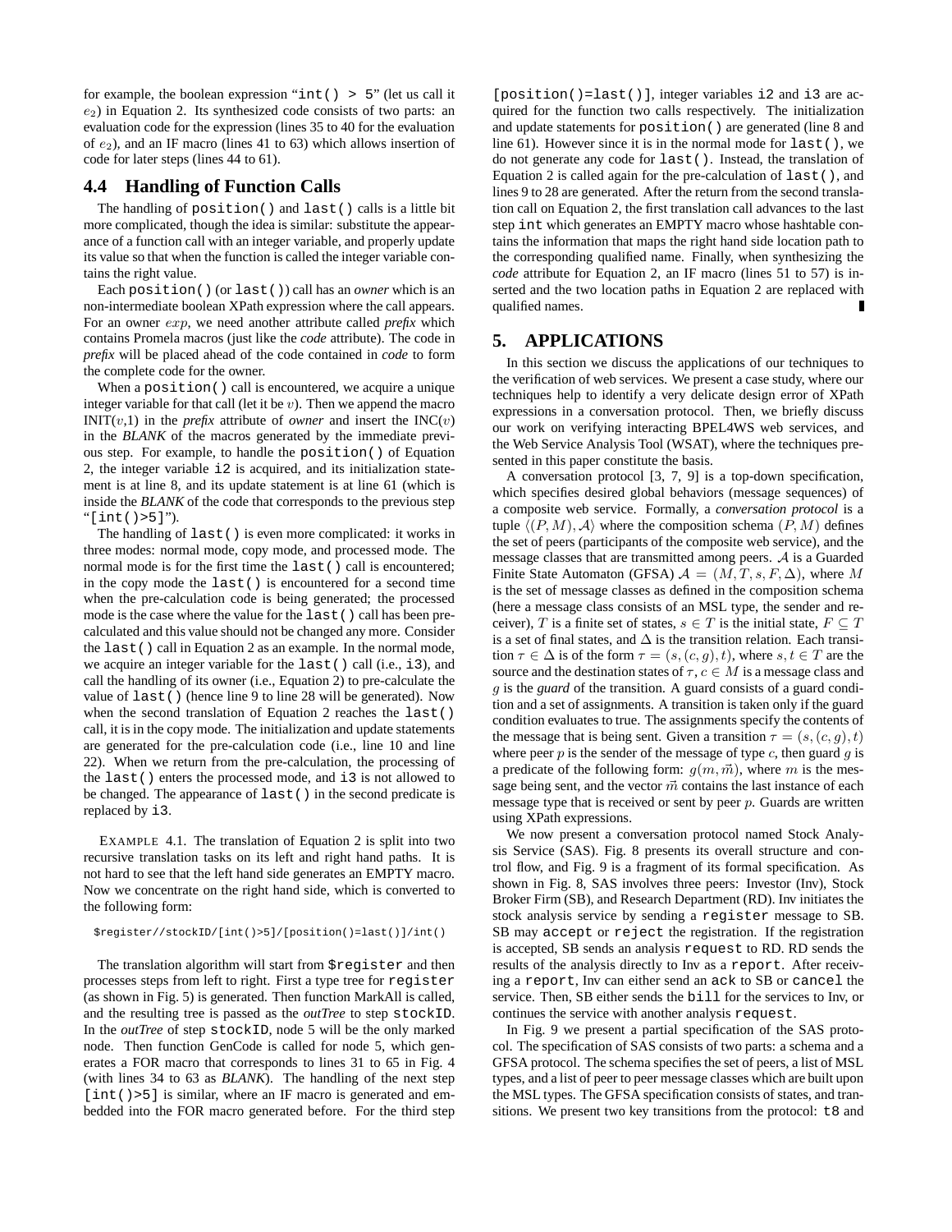for example, the boolean expression "`int() > 5`" (let us call it $e_2$) in Equation 2. Its synthesized code consists of two parts: an evaluation code for the expression (lines 35 to 40 for the evaluation of $e_2$), and an IF macro (lines 41 to 63) which allows insertion of code for later steps (lines 44 to 61).

## 4.4 Handling of Function Calls

The handling of `position()` and `last()` calls is a little bit more complicated, though the idea is similar: substitute the appearance of a function call with an integer variable, and properly update its value so that when the function is called the integer variable contains the right value.

Each `position()` (or `last()`) call has an *owner* which is an non-intermediate boolean XPath expression where the call appears. For an owner $exp$, we need another attribute called *prefix* which contains Promela macros (just like the *code* attribute). The code in *prefix* will be placed ahead of the code contained in *code* to form the complete code for the owner.

When a `position()` call is encountered, we acquire a unique integer variable for that call (let it be $v$). Then we append the macro INIT($v$,1) in the *prefix* attribute of *owner* and insert the INC($v$) in the *BLANK* of the macros generated by the immediate previous step. For example, to handle the `position()` of Equation 2, the integer variable `i2` is acquired, and its initialization statement is at line 8, and its update statement is at line 61 (which is inside the *BLANK* of the code that corresponds to the previous step "`[int()>5]`").

The handling of `last()` is even more complicated: it works in three modes: normal mode, copy mode, and processed mode. The normal mode is for the first time the `last()` call is encountered; in the copy mode the `last()` is encountered for a second time when the pre-calculation code is being generated; the processed mode is the case where the value for the `last()` call has been precalculated and this value should not be changed any more. Consider the `last()` call in Equation 2 as an example. In the normal mode, we acquire an integer variable for the `last()` call (i.e., `i3`), and call the handling of its owner (i.e., Equation 2) to pre-calculate the value of `last()` (hence line 9 to line 28 will be generated). Now when the second translation of Equation 2 reaches the `last()` call, it is in the copy mode. The initialization and update statements are generated for the pre-calculation code (i.e., line 10 and line 22). When we return from the pre-calculation, the processing of the `last()` enters the processed mode, and `i3` is not allowed to be changed. The appearance of `last()` in the second predicate is replaced by `i3`.

EXAMPLE 4.1. The translation of Equation 2 is split into two recursive translation tasks on its left and right hand paths. It is not hard to see that the left hand side generates an EMPTY macro. Now we concentrate on the right hand side, which is converted to the following form:

```
$register//stockID/[int()>5]/[position()=last()]/int()
```

The translation algorithm will start from `$register` and then processes steps from left to right. First a type tree for `register` (as shown in Fig. 5) is generated. Then function MarkAll is called, and the resulting tree is passed as the *outTree* to step `stockID`. In the *outTree* of step `stockID`, node 5 will be the only marked node. Then function GenCode is called for node 5, which generates a FOR macro that corresponds to lines 31 to 65 in Fig. 4 (with lines 34 to 63 as *BLANK*). The handling of the next step `[int()>5]` is similar, where an IF macro is generated and embedded into the FOR macro generated before. For the third step `[position()=last()]`, integer variables `i2` and `i3` are acquired for the function two calls respectively. The initialization and update statements for `position()` are generated (line 8 and line 61). However since it is in the normal mode for `last()`, we do not generate any code for `last()`. Instead, the translation of Equation 2 is called again for the pre-calculation of `last()`, and lines 9 to 28 are generated. After the return from the second translation call on Equation 2, the first translation call advances to the last step `int` which generates an EMPTY macro whose hashtable contains the information that maps the right hand side location path to the corresponding qualified name. Finally, when synthesizing the *code* attribute for Equation 2, an IF macro (lines 51 to 57) is inserted and the two location paths in Equation 2 are replaced with qualified names. ∎

# 5. APPLICATIONS

In this section we discuss the applications of our techniques to the verification of web services. We present a case study, where our techniques help to identify a very delicate design error of XPath expressions in a conversation protocol. Then, we briefly discuss our work on verifying interacting BPEL4WS web services, and the Web Service Analysis Tool (WSAT), where the techniques presented in this paper constitute the basis.

A conversation protocol [3, 7, 9] is a top-down specification, which specifies desired global behaviors (message sequences) of a composite web service. Formally, a *conversation protocol* is a tuple $\langle (P, M), \mathcal{A} \rangle$ where the composition schema $(P, M)$ defines the set of peers (participants of the composite web service), and the message classes that are transmitted among peers. $\mathcal{A}$ is a Guarded Finite State Automaton (GFSA) $\mathcal{A} = (M, T, s, F, \Delta)$, where $M$ is the set of message classes as defined in the composition schema (here a message class consists of an MSL type, the sender and receiver), $T$ is a finite set of states, $s \in T$ is the initial state, $F \subseteq T$ is a set of final states, and $\Delta$ is the transition relation. Each transition $\tau \in \Delta$ is of the form $\tau = (s, (c, g), t)$, where $s, t \in T$ are the source and the destination states of $\tau$, $c \in M$ is a message class and $g$ is the *guard* of the transition. A guard consists of a guard condition and a set of assignments. A transition is taken only if the guard condition evaluates to true. The assignments specify the contents of the message that is being sent. Given a transition $\tau = (s, (c, g), t)$ where peer $p$ is the sender of the message of type $c$, then guard $g$ is a predicate of the following form: $g(m, \vec{m})$, where $m$ is the message being sent, and the vector $\vec{m}$ contains the last instance of each message type that is received or sent by peer $p$. Guards are written using XPath expressions.

We now present a conversation protocol named Stock Analysis Service (SAS). Fig. 8 presents its overall structure and control flow, and Fig. 9 is a fragment of its formal specification. As shown in Fig. 8, SAS involves three peers: Investor (Inv), Stock Broker Firm (SB), and Research Department (RD). Inv initiates the stock analysis service by sending a `register` message to SB. SB may `accept` or `reject` the registration. If the registration is accepted, SB sends an analysis `request` to RD. RD sends the results of the analysis directly to Inv as a `report`. After receiving a `report`, Inv can either send an `ack` to SB or `cancel` the service. Then, SB either sends the `bill` for the services to Inv, or continues the service with another analysis `request`.

In Fig. 9 we present a partial specification of the SAS protocol. The specification of SAS consists of two parts: a schema and a GFSA protocol. The schema specifies the set of peers, a list of MSL types, and a list of peer to peer message classes which are built upon the MSL types. The GFSA specification consists of states, and transitions. We present two key transitions from the protocol: `t8` and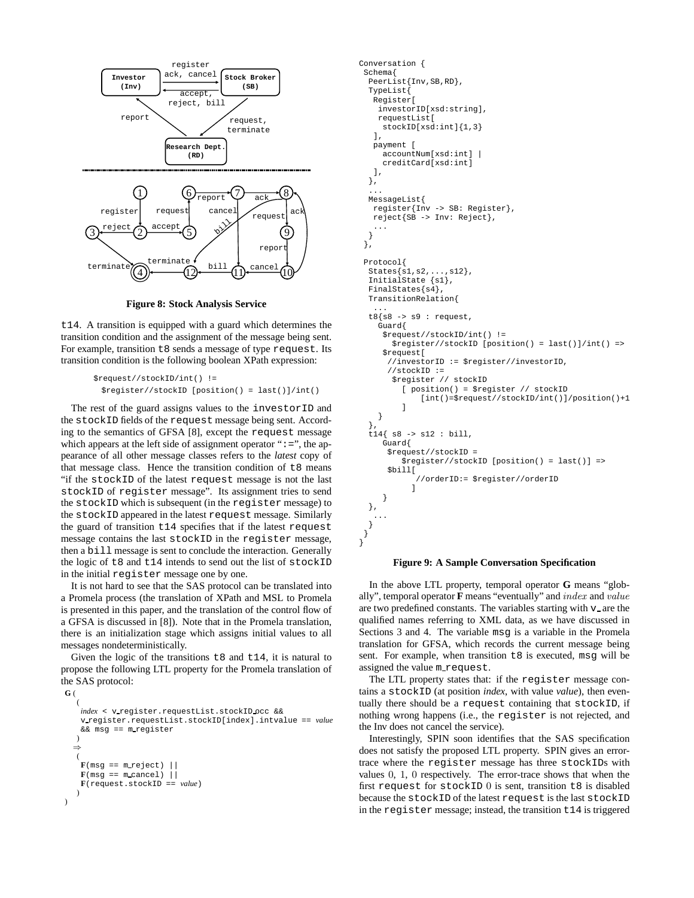**Figure 8: Stock Analysis Service**

t14. A transition is equipped with a guard which determines the transition condition and the assignment of the message being sent. For example, transition t8 sends a message of type request. Its transition condition is the following boolean XPath expression:

```
$request//stockID/int() !=
  $register//stockID [position() = last()]/int()
```

The rest of the guard assigns values to the investorID and the stockID fields of the request message being sent. According to the semantics of GFSA [8], except the request message which appears at the left side of assignment operator ":=", the appearance of all other message classes refers to the *latest* copy of that message class. Hence the transition condition of t8 means "if the stockID of the latest request message is not the last stockID of register message". Its assignment tries to send the stockID which is subsequent (in the register message) to the stockID appeared in the latest request message. Similarly the guard of transition t14 specifies that if the latest request message contains the last stockID in the register message, then a bill message is sent to conclude the interaction. Generally the logic of t8 and t14 intends to send out the list of stockID in the initial register message one by one.

It is not hard to see that the SAS protocol can be translated into a Promela process (the translation of XPath and MSL to Promela is presented in this paper, and the translation of the control flow of a GFSA is discussed in [8]). Note that in the Promela translation, there is an initialization stage which assigns initial values to all messages nondeterministically.

Given the logic of the transitions t8 and t14, it is natural to propose the following LTL property for the Promela translation of the SAS protocol:

```
G (
  (
   index < v_register.requestList.stockID_occ &&
   v_register.requestList.stockID[index].intvalue == value
   && msg == m_register
  )
  ⇒
  (
   F(msg == m_reject) ||
   F(msg == m_cancel) ||
   F(request.stockID == value)
  )
)
```

```
Conversation {
 Schema{
  PeerList{Inv,SB,RD},
  TypeList{
   Register[
    investorID[xsd:string],
    requestList[
     stockID[xsd:int]{1,3}
    ],
   payment [
     accountNum[xsd:int] |
     creditCard[xsd:int]
    ],
   },
   ...
  MessageList{
   register{Inv -> SB: Register},
   reject{SB -> Inv: Reject},
   ...
  }
 },

 Protocol{
  States{s1,s2,...,s12},
  InitialState {s1},
  FinalStates{s4},
  TransitionRelation{
   ...
  t8{s8 -> s9 : request,
    Guard{
     $request//stockID/int() !=
       $register//stockID [position() = last()]/int() =>
     $request[
      //investorID := $register//investorID,
      //stockID :=
       $register // stockID
         [ position() = $register // stockID
             [int()=$request//stockID/int()]/position()+1
         ]
    }
  },
  t14{ s8 -> s12 : bill,
     Guard{
      $request//stockID =
         $register//stockID [position() = last()] =>
      $bill[
            //orderID:= $register//orderID
           ]
     }
  },
   ...
  }
 }
}
```

**Figure 9: A Sample Conversation Specification**

In the above LTL property, temporal operator **G** means "globally", temporal operator **F** means "eventually" and $index$ and $value$ are two predefined constants. The variables starting with v_ are the qualified names referring to XML data, as we have discussed in Sections 3 and 4. The variable msg is a variable in the Promela translation for GFSA, which records the current message being sent. For example, when transition t8 is executed, msg will be assigned the value m_request.

The LTL property states that: if the register message contains a stockID (at position *index*, with value *value*), then eventually there should be a request containing that stockID, if nothing wrong happens (i.e., the register is not rejected, and the Inv does not cancel the service).

Interestingly, SPIN soon identifies that the SAS specification does not satisfy the proposed LTL property. SPIN gives an error-trace where the register message has three stockIDs with values 0, 1, 0 respectively. The error-trace shows that when the first request for stockID 0 is sent, transition t8 is disabled because the stockID of the latest request is the last stockID in the register message; instead, the transition t14 is triggered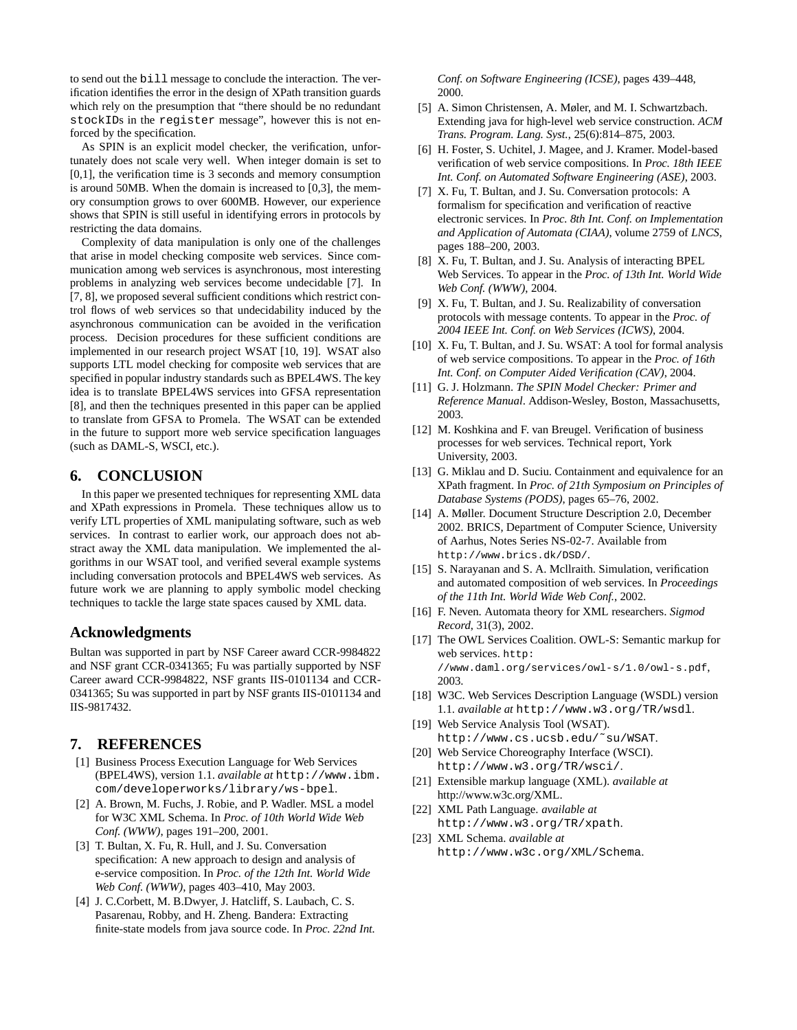to send out the `bill` message to conclude the interaction. The verification identifies the error in the design of XPath transition guards which rely on the presumption that "there should be no redundant `stockID`s in the `register` message", however this is not enforced by the specification.

As SPIN is an explicit model checker, the verification, unfortunately does not scale very well. When integer domain is set to [0,1], the verification time is 3 seconds and memory consumption is around 50MB. When the domain is increased to [0,3], the memory consumption grows to over 600MB. However, our experience shows that SPIN is still useful in identifying errors in protocols by restricting the data domains.

Complexity of data manipulation is only one of the challenges that arise in model checking composite web services. Since communication among web services is asynchronous, most interesting problems in analyzing web services become undecidable [7]. In [7, 8], we proposed several sufficient conditions which restrict control flows of web services so that undecidability induced by the asynchronous communication can be avoided in the verification process. Decision procedures for these sufficient conditions are implemented in our research project WSAT [10, 19]. WSAT also supports LTL model checking for composite web services that are specified in popular industry standards such as BPEL4WS. The key idea is to translate BPEL4WS services into GFSA representation [8], and then the techniques presented in this paper can be applied to translate from GFSA to Promela. The WSAT can be extended in the future to support more web service specification languages (such as DAML-S, WSCI, etc.).

## 6. CONCLUSION

In this paper we presented techniques for representing XML data and XPath expressions in Promela. These techniques allow us to verify LTL properties of XML manipulating software, such as web services. In contrast to earlier work, our approach does not abstract away the XML data manipulation. We implemented the algorithms in our WSAT tool, and verified several example systems including conversation protocols and BPEL4WS web services. As future work we are planning to apply symbolic model checking techniques to tackle the large state spaces caused by XML data.

## Acknowledgments

Bultan was supported in part by NSF Career award CCR-9984822 and NSF grant CCR-0341365; Fu was partially supported by NSF Career award CCR-9984822, NSF grants IIS-0101134 and CCR-0341365; Su was supported in part by NSF grants IIS-0101134 and IIS-9817432.

## 7. REFERENCES

[1] Business Process Execution Language for Web Services (BPEL4WS), version 1.1. *available at* `http://www.ibm.com/developerworks/library/ws-bpel`.

[2] A. Brown, M. Fuchs, J. Robie, and P. Wadler. MSL a model for W3C XML Schema. In *Proc. of 10th World Wide Web Conf. (WWW)*, pages 191–200, 2001.

[3] T. Bultan, X. Fu, R. Hull, and J. Su. Conversation specification: A new approach to design and analysis of e-service composition. In *Proc. of the 12th Int. World Wide Web Conf. (WWW)*, pages 403–410, May 2003.

[4] J. C.Corbett, M. B.Dwyer, J. Hatcliff, S. Laubach, C. S. Pasarenau, Robby, and H. Zheng. Bandera: Extracting finite-state models from java source code. In *Proc. 22nd Int. Conf. on Software Engineering (ICSE)*, pages 439–448, 2000.

[5] A. Simon Christensen, A. Møler, and M. I. Schwartzbach. Extending java for high-level web service construction. *ACM Trans. Program. Lang. Syst.*, 25(6):814–875, 2003.

[6] H. Foster, S. Uchitel, J. Magee, and J. Kramer. Model-based verification of web service compositions. In *Proc. 18th IEEE Int. Conf. on Automated Software Engineering (ASE)*, 2003.

[7] X. Fu, T. Bultan, and J. Su. Conversation protocols: A formalism for specification and verification of reactive electronic services. In *Proc. 8th Int. Conf. on Implementation and Application of Automata (CIAA)*, volume 2759 of *LNCS*, pages 188–200, 2003.

[8] X. Fu, T. Bultan, and J. Su. Analysis of interacting BPEL Web Services. To appear in the *Proc. of 13th Int. World Wide Web Conf. (WWW)*, 2004.

[9] X. Fu, T. Bultan, and J. Su. Realizability of conversation protocols with message contents. To appear in the *Proc. of 2004 IEEE Int. Conf. on Web Services (ICWS)*, 2004.

[10] X. Fu, T. Bultan, and J. Su. WSAT: A tool for formal analysis of web service compositions. To appear in the *Proc. of 16th Int. Conf. on Computer Aided Verification (CAV)*, 2004.

[11] G. J. Holzmann. *The SPIN Model Checker: Primer and Reference Manual*. Addison-Wesley, Boston, Massachusetts, 2003.

[12] M. Koshkina and F. van Breugel. Verification of business processes for web services. Technical report, York University, 2003.

[13] G. Miklau and D. Suciu. Containment and equivalence for an XPath fragment. In *Proc. of 21th Symposium on Principles of Database Systems (PODS)*, pages 65–76, 2002.

[14] A. Møller. Document Structure Description 2.0, December 2002. BRICS, Department of Computer Science, University of Aarhus, Notes Series NS-02-7. Available from `http://www.brics.dk/DSD/`.

[15] S. Narayanan and S. A. Mcllraith. Simulation, verification and automated composition of web services. In *Proceedings of the 11th Int. World Wide Web Conf.*, 2002.

[16] F. Neven. Automata theory for XML researchers. *Sigmod Record*, 31(3), 2002.

[17] The OWL Services Coalition. OWL-S: Semantic markup for web services. `http://www.daml.org/services/owl-s/1.0/owl-s.pdf`, 2003.

[18] W3C. Web Services Description Language (WSDL) version 1.1. *available at* `http://www.w3.org/TR/wsdl`.

[19] Web Service Analysis Tool (WSAT). `http://www.cs.ucsb.edu/~su/WSAT`.

[20] Web Service Choreography Interface (WSCI). `http://www.w3.org/TR/wsci/`.

[21] Extensible markup language (XML). *available at* http://www.w3c.org/XML.

[22] XML Path Language. *available at* `http://www.w3.org/TR/xpath`.

[23] XML Schema. *available at* `http://www.w3c.org/XML/Schema`.